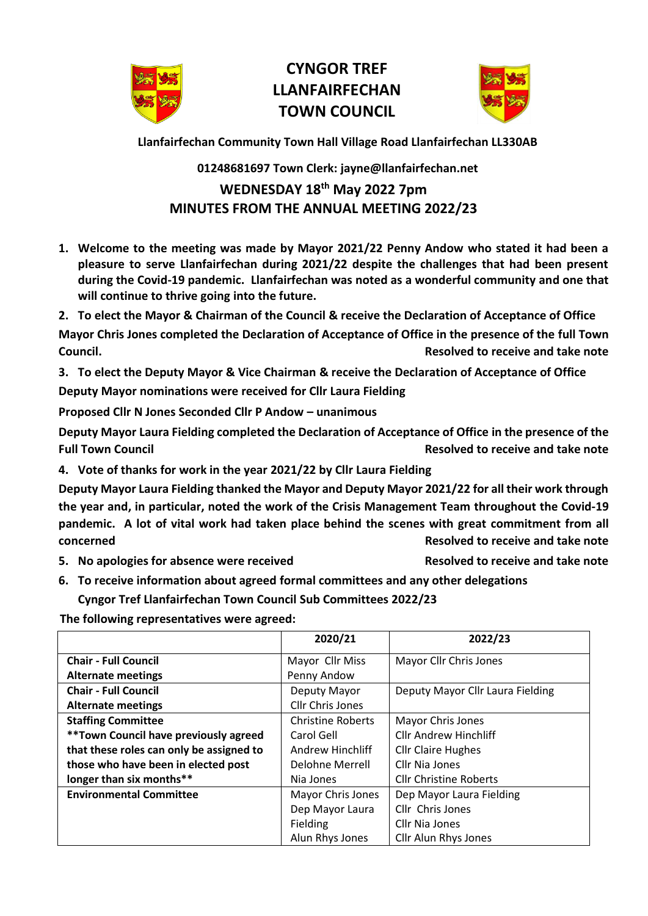# CYNGOR TREF LLANFAIRFECHAN TOWN COUNCIL

**Llanfairfechan Community Town Hall Village Road Llanfairfechan LL330AB**

**01248681697 Town Clerk: jayne@llanfairfechan.net**

## WEDNESDAY 18th May 2022 7pm
## MINUTES FROM THE ANNUAL MEETING 2022/23

1. **Welcome to the meeting was made by Mayor 2021/22 Penny Andow who stated it had been a pleasure to serve Llanfairfechan during 2021/22 despite the challenges that had been present during the Covid-19 pandemic. Llanfairfechan was noted as a wonderful community and one that will continue to thrive going into the future.**

2. **To elect the Mayor & Chairman of the Council & receive the Declaration of Acceptance of Office**

**Mayor Chris Jones completed the Declaration of Acceptance of Office in the presence of the full Town Council.** **Resolved to receive and take note**

3. **To elect the Deputy Mayor & Vice Chairman & receive the Declaration of Acceptance of Office**

**Deputy Mayor nominations were received for Cllr Laura Fielding**

**Proposed Cllr N Jones Seconded Cllr P Andow – unanimous**

**Deputy Mayor Laura Fielding completed the Declaration of Acceptance of Office in the presence of the Full Town Council** **Resolved to receive and take note**

4. **Vote of thanks for work in the year 2021/22 by Cllr Laura Fielding**

**Deputy Mayor Laura Fielding thanked the Mayor and Deputy Mayor 2021/22 for all their work through the year and, in particular, noted the work of the Crisis Management Team throughout the Covid-19 pandemic. A lot of vital work had taken place behind the scenes with great commitment from all concerned** **Resolved to receive and take note**

5. **No apologies for absence were received** **Resolved to receive and take note**

6. **To receive information about agreed formal committees and any other delegations**

   **Cyngor Tref Llanfairfechan Town Council Sub Committees 2022/23**

**The following representatives were agreed:**

| | 2020/21 | 2022/23 |
|---|---|---|
| **Chair - Full Council**<br>**Alternate meetings** | Mayor Cllr Miss Penny Andow | Mayor Cllr Chris Jones |
| **Chair - Full Council**<br>**Alternate meetings** | Deputy Mayor Cllr Chris Jones | Deputy Mayor Cllr Laura Fielding |
| **Staffing Committee**<br>**\*\*Town Council have previously agreed that these roles can only be assigned to those who have been in elected post longer than six months\*\*** | Christine Roberts<br>Carol Gell<br>Andrew Hinchliff<br>Delohne Merrell<br>Nia Jones | Mayor Chris Jones<br>Cllr Andrew Hinchliff<br>Cllr Claire Hughes<br>Cllr Nia Jones<br>Cllr Christine Roberts |
| **Environmental Committee** | Mayor Chris Jones<br>Dep Mayor Laura Fielding<br>Alun Rhys Jones | Dep Mayor Laura Fielding<br>Cllr Chris Jones<br>Cllr Nia Jones<br>Cllr Alun Rhys Jones |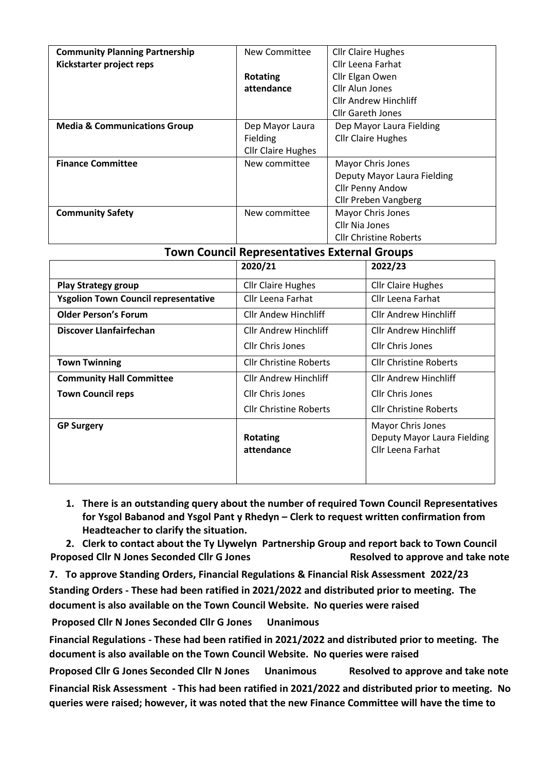| | | |
|---|---|---|
| **Community Planning Partnership Kickstarter project reps** | New Committee<br><br>**Rotating attendance** | Cllr Claire Hughes<br>Cllr Leena Farhat<br>Cllr Elgan Owen<br>Cllr Alun Jones<br>Cllr Andrew Hinchliff<br>Cllr Gareth Jones |
| **Media & Communications Group** | Dep Mayor Laura Fielding<br>Cllr Claire Hughes | Dep Mayor Laura Fielding<br>Cllr Claire Hughes |
| **Finance Committee** | New committee | Mayor Chris Jones<br>Deputy Mayor Laura Fielding<br>Cllr Penny Andow<br>Cllr Preben Vangberg |
| **Community Safety** | New committee | Mayor Chris Jones<br>Cllr Nia Jones<br>Cllr Christine Roberts |

## Town Council Representatives External Groups

| | 2020/21 | 2022/23 |
|---|---|---|
| **Play Strategy group** | Cllr Claire Hughes | Cllr Claire Hughes |
| **Ysgolion Town Council representative** | Cllr Leena Farhat | Cllr Leena Farhat |
| **Older Person's Forum** | Cllr Andew Hinchliff | Cllr Andrew Hinchliff |
| **Discover Llanfairfechan** | Cllr Andrew Hinchliff<br>Cllr Chris Jones | Cllr Andrew Hinchliff<br>Cllr Chris Jones |
| **Town Twinning** | Cllr Christine Roberts | Cllr Christine Roberts |
| **Community Hall Committee**<br>**Town Council reps** | Cllr Andrew Hinchliff<br>Cllr Chris Jones<br>Cllr Christine Roberts | Cllr Andrew Hinchliff<br>Cllr Chris Jones<br>Cllr Christine Roberts |
| **GP Surgery** | **Rotating attendance** | Mayor Chris Jones<br>Deputy Mayor Laura Fielding<br>Cllr Leena Farhat |

1. **There is an outstanding query about the number of required Town Council Representatives for Ysgol Babanod and Ysgol Pant y Rhedyn – Clerk to request written confirmation from Headteacher to clarify the situation.**
2. **Clerk to contact about the Ty Llywelyn Partnership Group and report back to Town Council**

**Proposed Cllr N Jones Seconded Cllr G Jones Resolved to approve and take note**

**7. To approve Standing Orders, Financial Regulations & Financial Risk Assessment 2022/23**

**Standing Orders - These had been ratified in 2021/2022 and distributed prior to meeting. The document is also available on the Town Council Website. No queries were raised**

**Proposed Cllr N Jones Seconded Cllr G Jones Unanimous**

**Financial Regulations - These had been ratified in 2021/2022 and distributed prior to meeting. The document is also available on the Town Council Website. No queries were raised**

**Proposed Cllr G Jones Seconded Cllr N Jones Unanimous Resolved to approve and take note**

**Financial Risk Assessment - This had been ratified in 2021/2022 and distributed prior to meeting. No queries were raised; however, it was noted that the new Finance Committee will have the time to**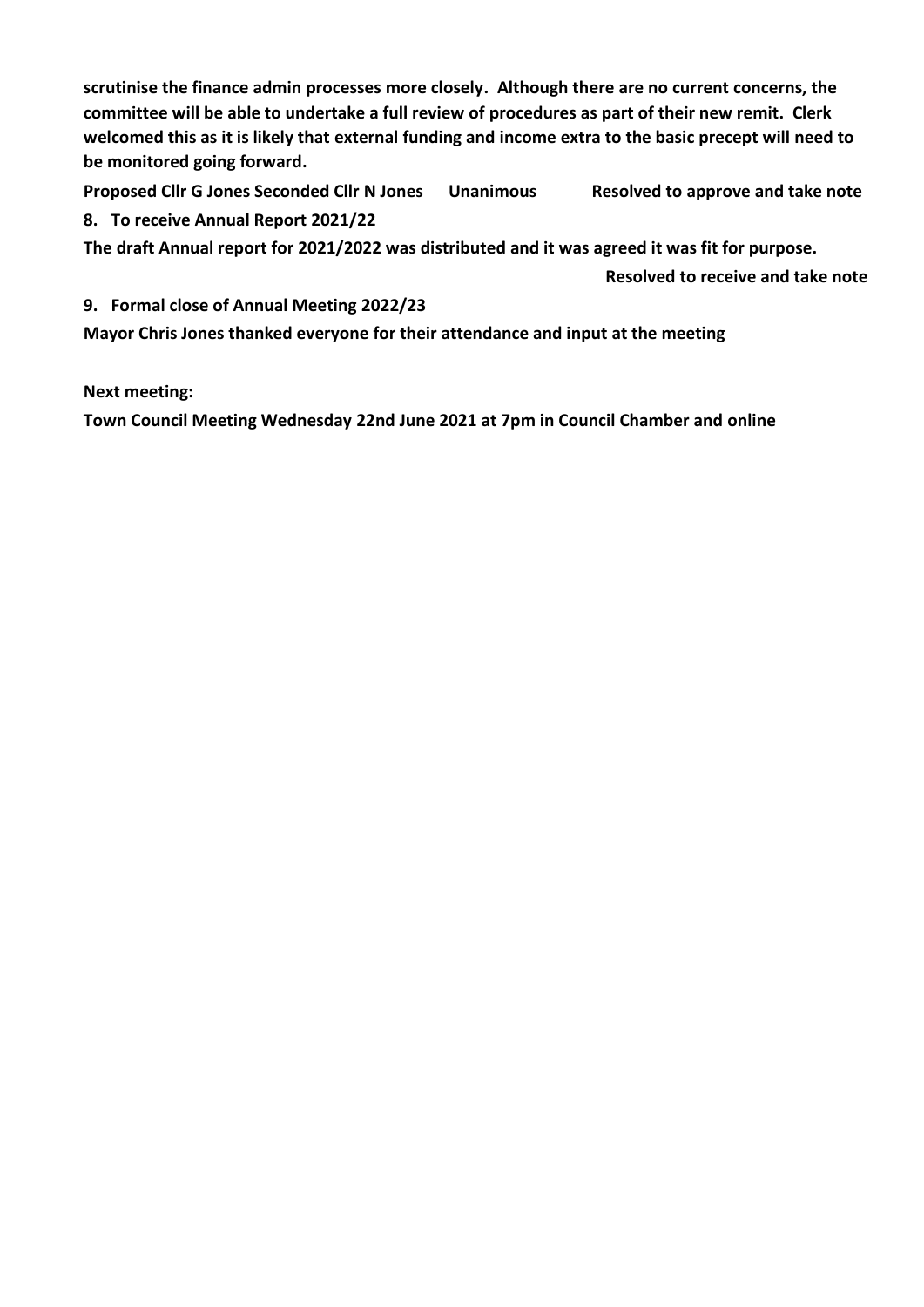**scrutinise the finance admin processes more closely. Although there are no current concerns, the committee will be able to undertake a full review of procedures as part of their new remit. Clerk welcomed this as it is likely that external funding and income extra to the basic precept will need to be monitored going forward.**

**Proposed Cllr G Jones Seconded Cllr N Jones Unanimous Resolved to approve and take note**

**8. To receive Annual Report 2021/22**

**The draft Annual report for 2021/2022 was distributed and it was agreed it was fit for purpose.**

**Resolved to receive and take note**

**9. Formal close of Annual Meeting 2022/23**

**Mayor Chris Jones thanked everyone for their attendance and input at the meeting**

**Next meeting:**

**Town Council Meeting Wednesday 22nd June 2021 at 7pm in Council Chamber and online**